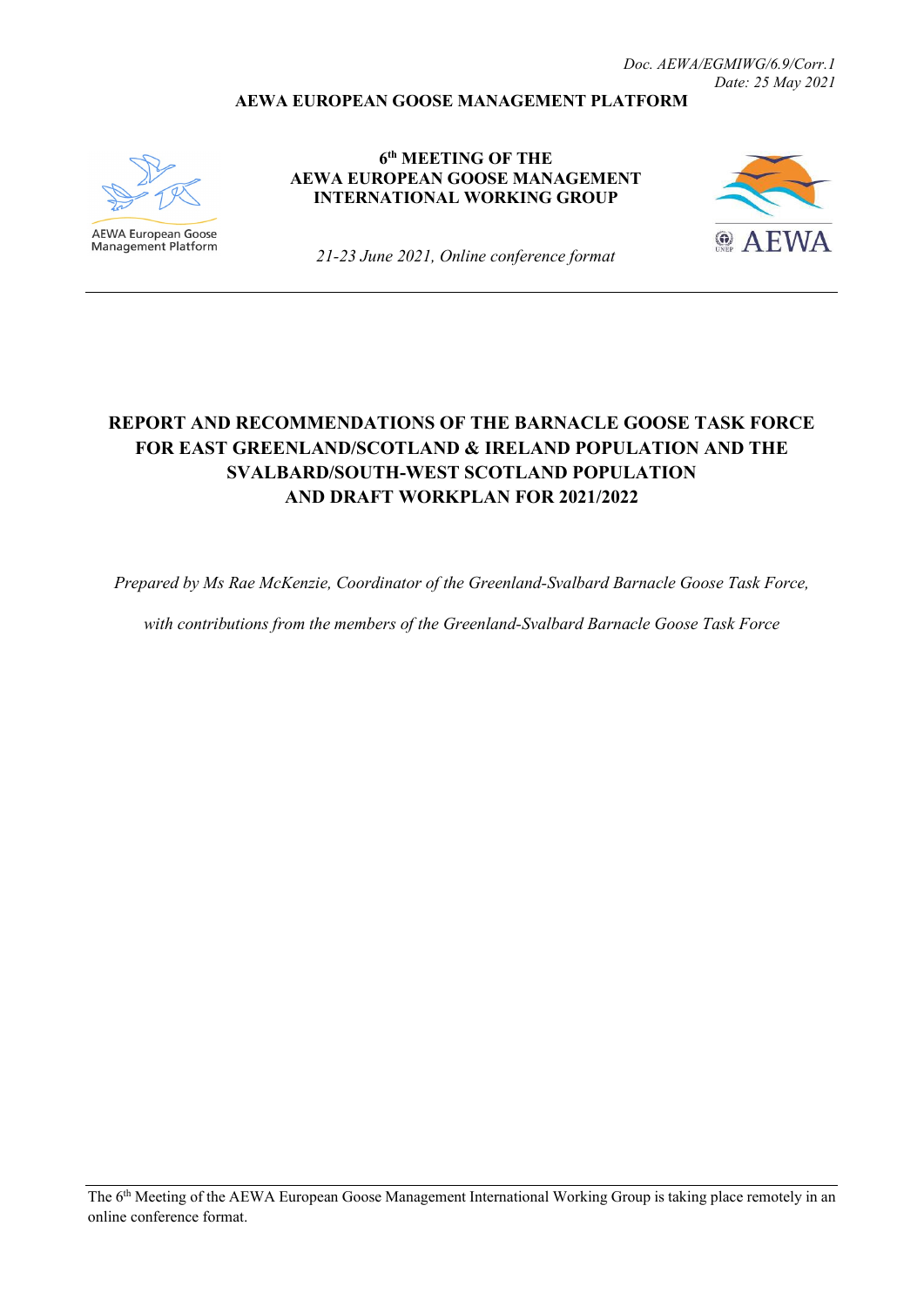*Doc. AEWA/EGMIWG/6.9/Corr.1*
*Date: 25 May 2021*

**AEWA EUROPEAN GOOSE MANAGEMENT PLATFORM**

AEWA European Goose Management Platform

**6th MEETING OF THE AEWA EUROPEAN GOOSE MANAGEMENT INTERNATIONAL WORKING GROUP**

*21-23 June 2021, Online conference format*

AEWA

# REPORT AND RECOMMENDATIONS OF THE BARNACLE GOOSE TASK FORCE FOR EAST GREENLAND/SCOTLAND & IRELAND POPULATION AND THE SVALBARD/SOUTH-WEST SCOTLAND POPULATION AND DRAFT WORKPLAN FOR 2021/2022

*Prepared by Ms Rae McKenzie, Coordinator of the Greenland-Svalbard Barnacle Goose Task Force,*

*with contributions from the members of the Greenland-Svalbard Barnacle Goose Task Force*

The 6th Meeting of the AEWA European Goose Management International Working Group is taking place remotely in an online conference format.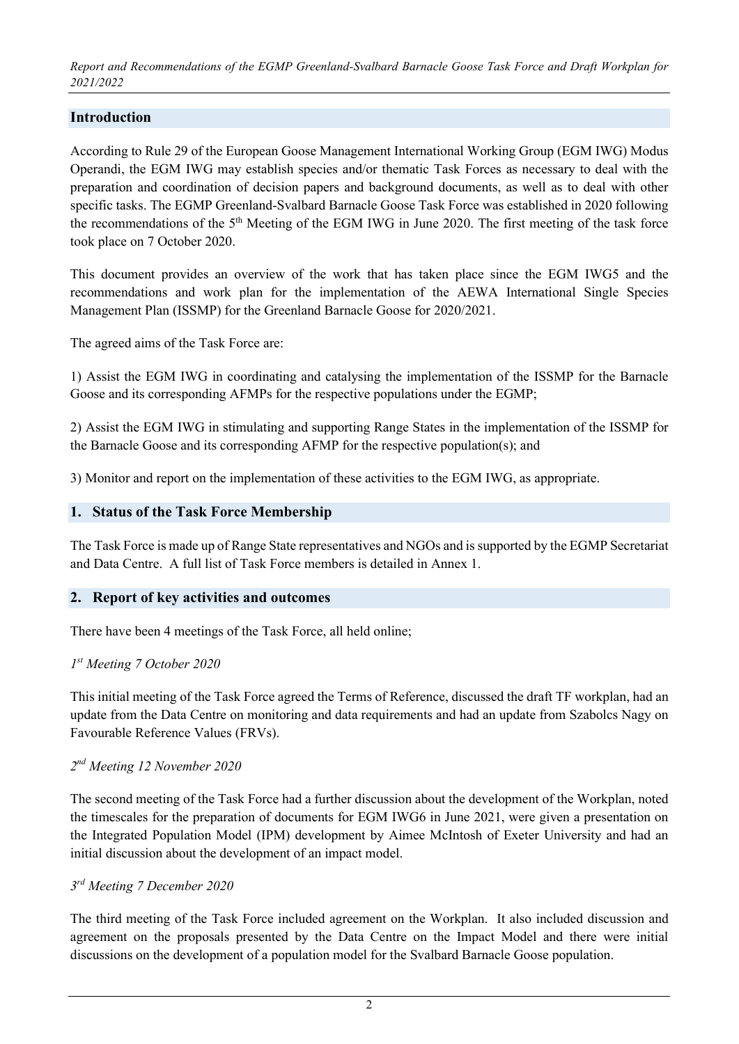## Introduction

According to Rule 29 of the European Goose Management International Working Group (EGM IWG) Modus Operandi, the EGM IWG may establish species and/or thematic Task Forces as necessary to deal with the preparation and coordination of decision papers and background documents, as well as to deal with other specific tasks. The EGMP Greenland-Svalbard Barnacle Goose Task Force was established in 2020 following the recommendations of the 5th Meeting of the EGM IWG in June 2020. The first meeting of the task force took place on 7 October 2020.

This document provides an overview of the work that has taken place since the EGM IWG5 and the recommendations and work plan for the implementation of the AEWA International Single Species Management Plan (ISSMP) for the Greenland Barnacle Goose for 2020/2021.

The agreed aims of the Task Force are:

1) Assist the EGM IWG in coordinating and catalysing the implementation of the ISSMP for the Barnacle Goose and its corresponding AFMPs for the respective populations under the EGMP;

2) Assist the EGM IWG in stimulating and supporting Range States in the implementation of the ISSMP for the Barnacle Goose and its corresponding AFMP for the respective population(s); and

3) Monitor and report on the implementation of these activities to the EGM IWG, as appropriate.

## 1. Status of the Task Force Membership

The Task Force is made up of Range State representatives and NGOs and is supported by the EGMP Secretariat and Data Centre. A full list of Task Force members is detailed in Annex 1.

## 2. Report of key activities and outcomes

There have been 4 meetings of the Task Force, all held online;

*1st Meeting 7 October 2020*

This initial meeting of the Task Force agreed the Terms of Reference, discussed the draft TF workplan, had an update from the Data Centre on monitoring and data requirements and had an update from Szabolcs Nagy on Favourable Reference Values (FRVs).

*2nd Meeting 12 November 2020*

The second meeting of the Task Force had a further discussion about the development of the Workplan, noted the timescales for the preparation of documents for EGM IWG6 in June 2021, were given a presentation on the Integrated Population Model (IPM) development by Aimee McIntosh of Exeter University and had an initial discussion about the development of an impact model.

*3rd Meeting 7 December 2020*

The third meeting of the Task Force included agreement on the Workplan. It also included discussion and agreement on the proposals presented by the Data Centre on the Impact Model and there were initial discussions on the development of a population model for the Svalbard Barnacle Goose population.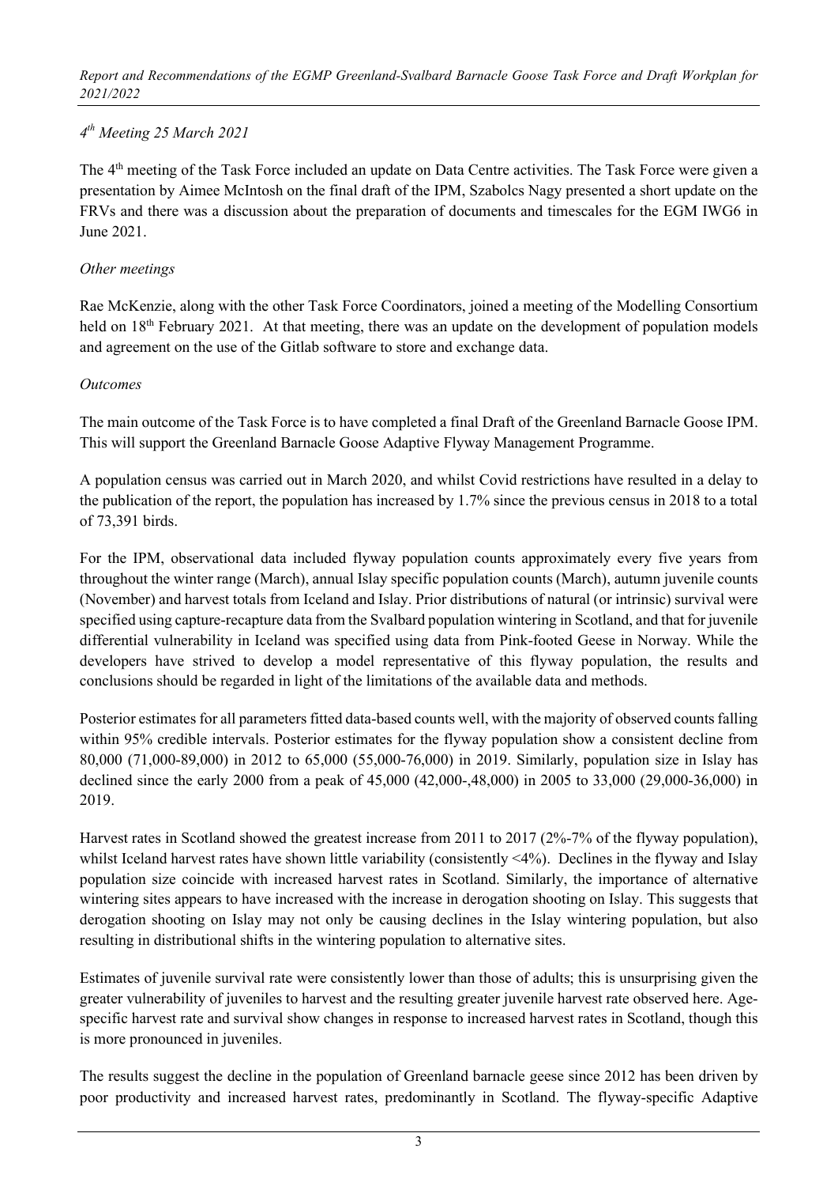*4[th] Meeting 25 March 2021*

The 4[th] meeting of the Task Force included an update on Data Centre activities. The Task Force were given a presentation by Aimee McIntosh on the final draft of the IPM, Szabolcs Nagy presented a short update on the FRVs and there was a discussion about the preparation of documents and timescales for the EGM IWG6 in June 2021.

*Other meetings*

Rae McKenzie, along with the other Task Force Coordinators, joined a meeting of the Modelling Consortium held on 18[th] February 2021. At that meeting, there was an update on the development of population models and agreement on the use of the Gitlab software to store and exchange data.

*Outcomes*

The main outcome of the Task Force is to have completed a final Draft of the Greenland Barnacle Goose IPM. This will support the Greenland Barnacle Goose Adaptive Flyway Management Programme.

A population census was carried out in March 2020, and whilst Covid restrictions have resulted in a delay to the publication of the report, the population has increased by 1.7% since the previous census in 2018 to a total of 73,391 birds.

For the IPM, observational data included flyway population counts approximately every five years from throughout the winter range (March), annual Islay specific population counts (March), autumn juvenile counts (November) and harvest totals from Iceland and Islay. Prior distributions of natural (or intrinsic) survival were specified using capture-recapture data from the Svalbard population wintering in Scotland, and that for juvenile differential vulnerability in Iceland was specified using data from Pink-footed Geese in Norway. While the developers have strived to develop a model representative of this flyway population, the results and conclusions should be regarded in light of the limitations of the available data and methods.

Posterior estimates for all parameters fitted data-based counts well, with the majority of observed counts falling within 95% credible intervals. Posterior estimates for the flyway population show a consistent decline from 80,000 (71,000-89,000) in 2012 to 65,000 (55,000-76,000) in 2019. Similarly, population size in Islay has declined since the early 2000 from a peak of 45,000 (42,000-,48,000) in 2005 to 33,000 (29,000-36,000) in 2019.

Harvest rates in Scotland showed the greatest increase from 2011 to 2017 (2%-7% of the flyway population), whilst Iceland harvest rates have shown little variability (consistently <4%). Declines in the flyway and Islay population size coincide with increased harvest rates in Scotland. Similarly, the importance of alternative wintering sites appears to have increased with the increase in derogation shooting on Islay. This suggests that derogation shooting on Islay may not only be causing declines in the Islay wintering population, but also resulting in distributional shifts in the wintering population to alternative sites.

Estimates of juvenile survival rate were consistently lower than those of adults; this is unsurprising given the greater vulnerability of juveniles to harvest and the resulting greater juvenile harvest rate observed here. Age-specific harvest rate and survival show changes in response to increased harvest rates in Scotland, though this is more pronounced in juveniles.

The results suggest the decline in the population of Greenland barnacle geese since 2012 has been driven by poor productivity and increased harvest rates, predominantly in Scotland. The flyway-specific Adaptive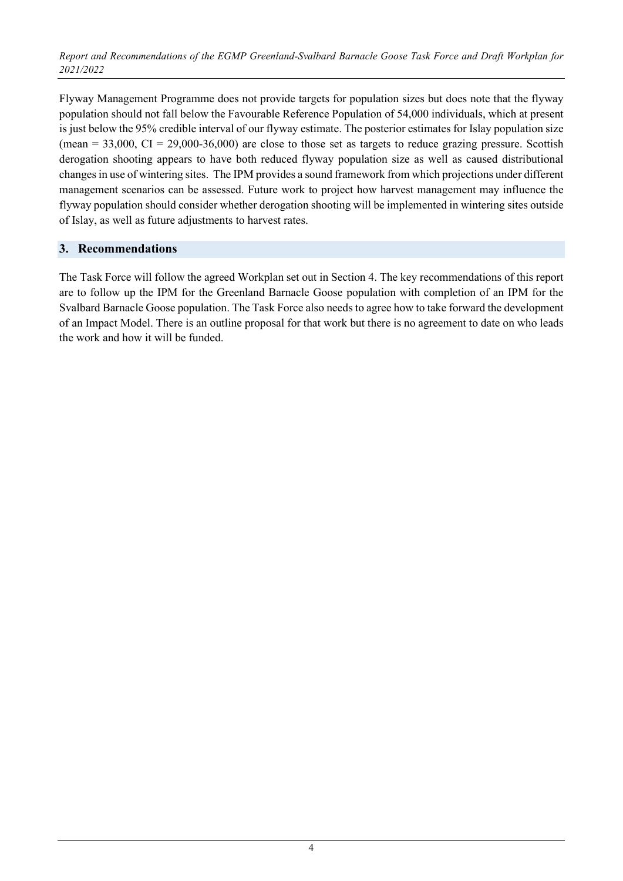Flyway Management Programme does not provide targets for population sizes but does note that the flyway population should not fall below the Favourable Reference Population of 54,000 individuals, which at present is just below the 95% credible interval of our flyway estimate. The posterior estimates for Islay population size (mean = 33,000, CI = 29,000-36,000) are close to those set as targets to reduce grazing pressure. Scottish derogation shooting appears to have both reduced flyway population size as well as caused distributional changes in use of wintering sites. The IPM provides a sound framework from which projections under different management scenarios can be assessed. Future work to project how harvest management may influence the flyway population should consider whether derogation shooting will be implemented in wintering sites outside of Islay, as well as future adjustments to harvest rates.

## 3. Recommendations

The Task Force will follow the agreed Workplan set out in Section 4. The key recommendations of this report are to follow up the IPM for the Greenland Barnacle Goose population with completion of an IPM for the Svalbard Barnacle Goose population. The Task Force also needs to agree how to take forward the development of an Impact Model. There is an outline proposal for that work but there is no agreement to date on who leads the work and how it will be funded.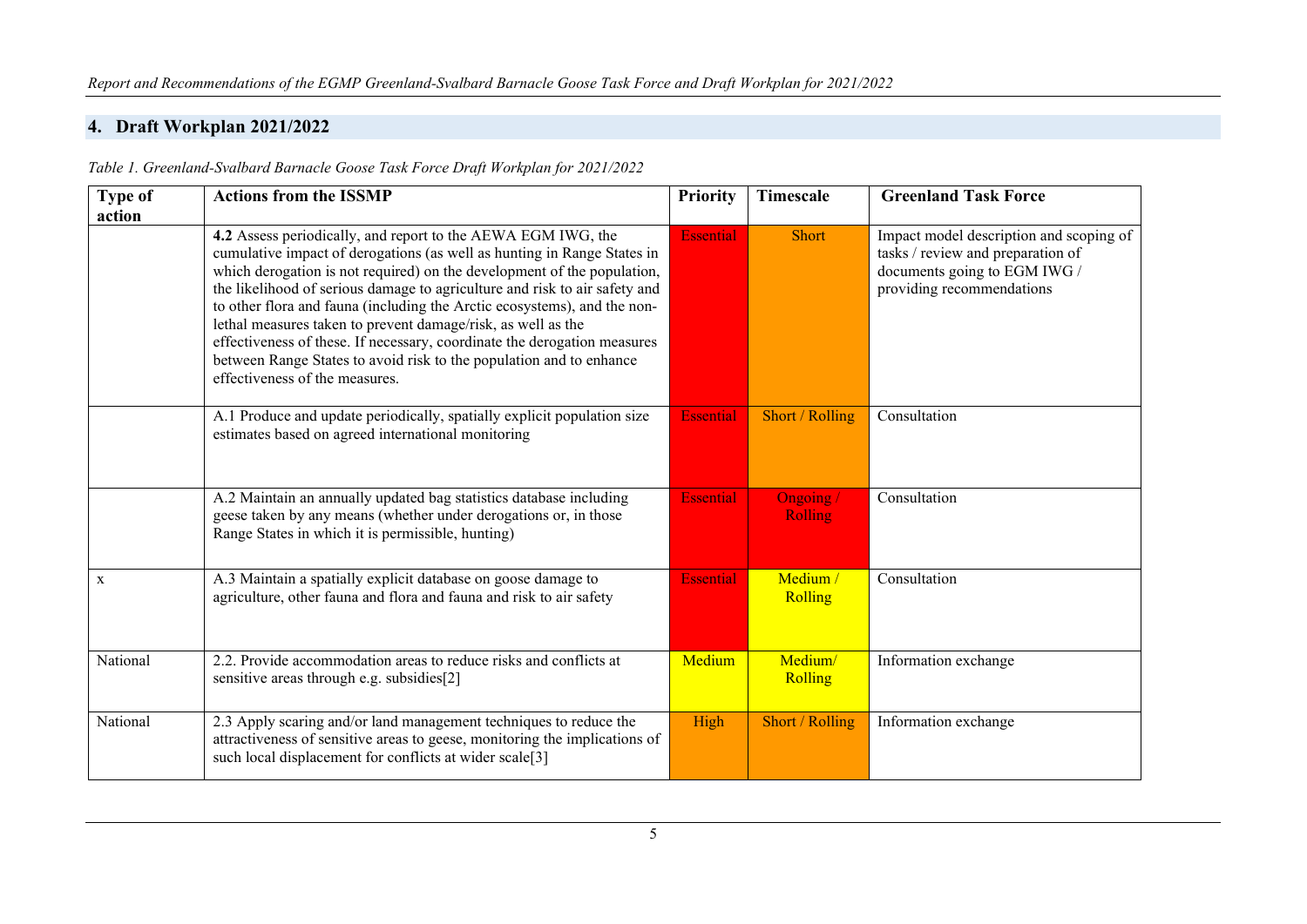## 4. Draft Workplan 2021/2022

*Table 1. Greenland-Svalbard Barnacle Goose Task Force Draft Workplan for 2021/2022*

| Type of action | Actions from the ISSMP | Priority | Timescale | Greenland Task Force |
|---|---|---|---|---|
| | **4.2** Assess periodically, and report to the AEWA EGM IWG, the cumulative impact of derogations (as well as hunting in Range States in which derogation is not required) on the development of the population, the likelihood of serious damage to agriculture and risk to air safety and to other flora and fauna (including the Arctic ecosystems), and the non-lethal measures taken to prevent damage/risk, as well as the effectiveness of these. If necessary, coordinate the derogation measures between Range States to avoid risk to the population and to enhance effectiveness of the measures. | Essential | Short | Impact model description and scoping of tasks / review and preparation of documents going to EGM IWG / providing recommendations |
| | A.1 Produce and update periodically, spatially explicit population size estimates based on agreed international monitoring | Essential | Short / Rolling | Consultation |
| | A.2 Maintain an annually updated bag statistics database including geese taken by any means (whether under derogations or, in those Range States in which it is permissible, hunting) | Essential | Ongoing / Rolling | Consultation |
| x | A.3 Maintain a spatially explicit database on goose damage to agriculture, other fauna and flora and fauna and risk to air safety | Essential | Medium / Rolling | Consultation |
| National | 2.2. Provide accommodation areas to reduce risks and conflicts at sensitive areas through e.g. subsidies[2] | Medium | Medium/ Rolling | Information exchange |
| National | 2.3 Apply scaring and/or land management techniques to reduce the attractiveness of sensitive areas to geese, monitoring the implications of such local displacement for conflicts at wider scale[3] | High | Short / Rolling | Information exchange |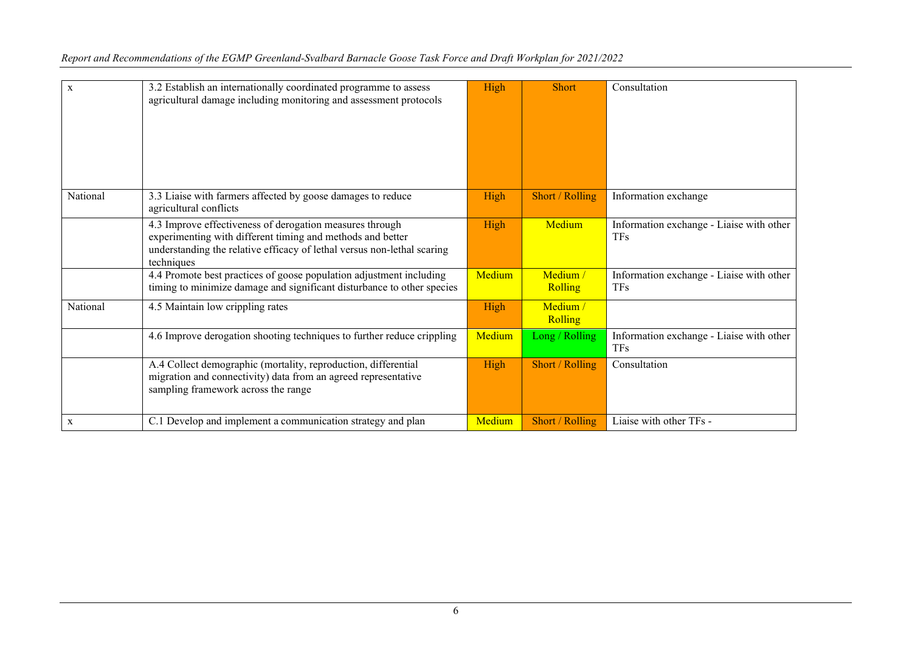| | | | | |
|---|---|---|---|---|
| x | 3.2 Establish an internationally coordinated programme to assess agricultural damage including monitoring and assessment protocols | High | Short | Consultation |
| National | 3.3 Liaise with farmers affected by goose damages to reduce agricultural conflicts | High | Short / Rolling | Information exchange |
| | 4.3 Improve effectiveness of derogation measures through experimenting with different timing and methods and better understanding the relative efficacy of lethal versus non-lethal scaring techniques | High | Medium | Information exchange - Liaise with other TFs |
| | 4.4 Promote best practices of goose population adjustment including timing to minimize damage and significant disturbance to other species | Medium | Medium / Rolling | Information exchange - Liaise with other TFs |
| National | 4.5 Maintain low crippling rates | High | Medium / Rolling | |
| | 4.6 Improve derogation shooting techniques to further reduce crippling | Medium | Long / Rolling | Information exchange - Liaise with other TFs |
| | A.4 Collect demographic (mortality, reproduction, differential migration and connectivity) data from an agreed representative sampling framework across the range | High | Short / Rolling | Consultation |
| x | C.1 Develop and implement a communication strategy and plan | Medium | Short / Rolling | Liaise with other TFs - |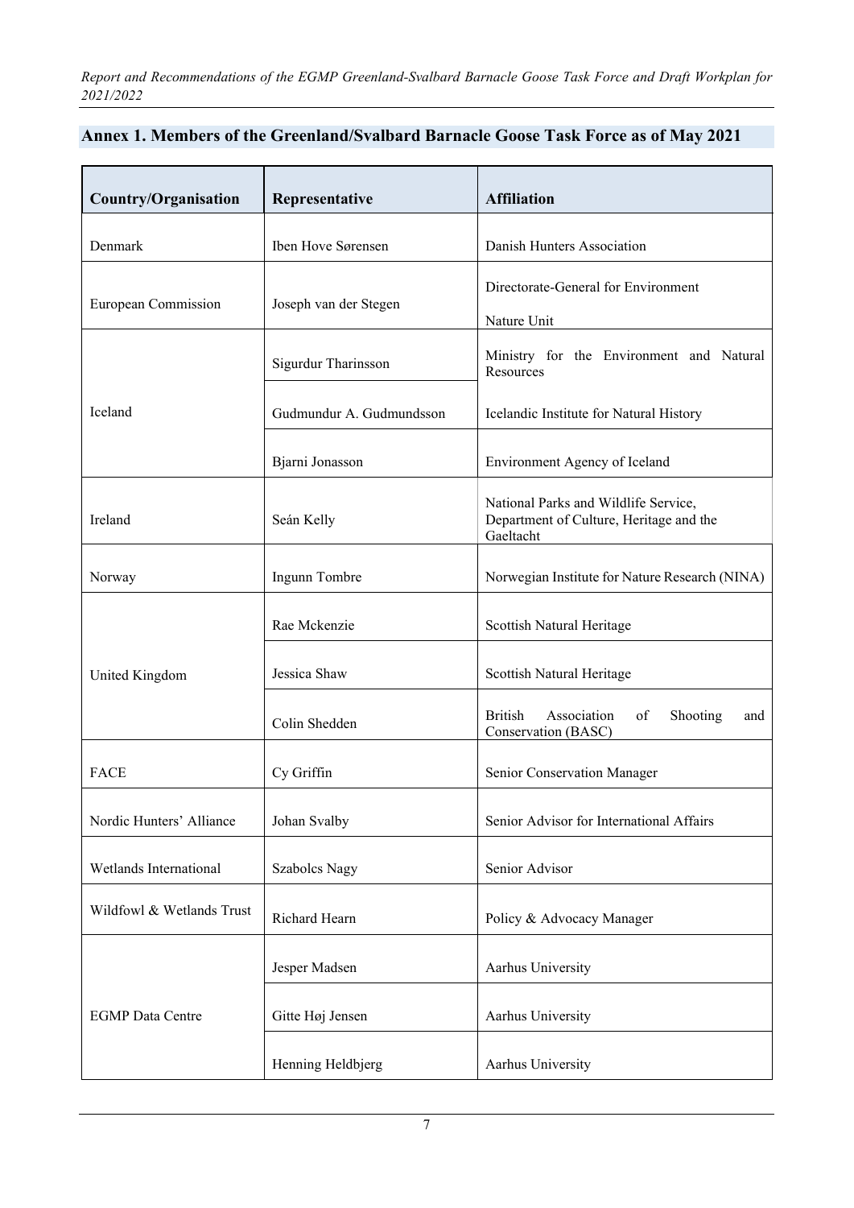## Annex 1. Members of the Greenland/Svalbard Barnacle Goose Task Force as of May 2021

| Country/Organisation | Representative | Affiliation |
|---|---|---|
| Denmark | Iben Hove Sørensen | Danish Hunters Association |
| European Commission | Joseph van der Stegen | Directorate-General for Environment<br>Nature Unit |
| Iceland | Sigurdur Tharinsson | Ministry for the Environment and Natural Resources |
| | Gudmundur A. Gudmundsson | Icelandic Institute for Natural History |
| | Bjarni Jonasson | Environment Agency of Iceland |
| Ireland | Seán Kelly | National Parks and Wildlife Service, Department of Culture, Heritage and the Gaeltacht |
| Norway | Ingunn Tombre | Norwegian Institute for Nature Research (NINA) |
| United Kingdom | Rae Mckenzie | Scottish Natural Heritage |
| | Jessica Shaw | Scottish Natural Heritage |
| | Colin Shedden | British Association of Shooting and Conservation (BASC) |
| FACE | Cy Griffin | Senior Conservation Manager |
| Nordic Hunters' Alliance | Johan Svalby | Senior Advisor for International Affairs |
| Wetlands International | Szabolcs Nagy | Senior Advisor |
| Wildfowl & Wetlands Trust | Richard Hearn | Policy & Advocacy Manager |
| EGMP Data Centre | Jesper Madsen | Aarhus University |
| | Gitte Høj Jensen | Aarhus University |
| | Henning Heldbjerg | Aarhus University |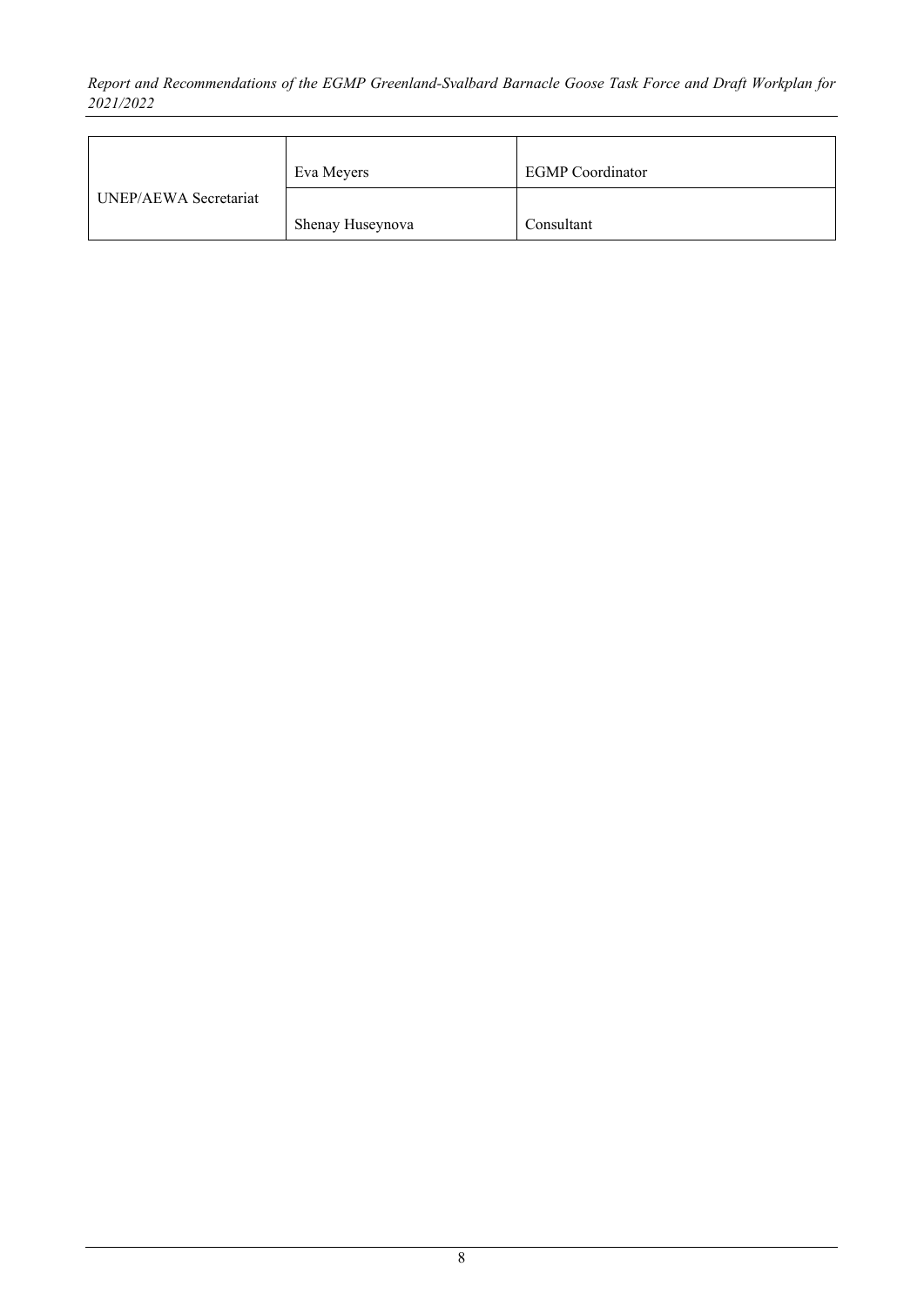| | | |
|---|---|---|
| UNEP/AEWA Secretariat | Eva Meyers | EGMP Coordinator |
| | Shenay Huseynova | Consultant |